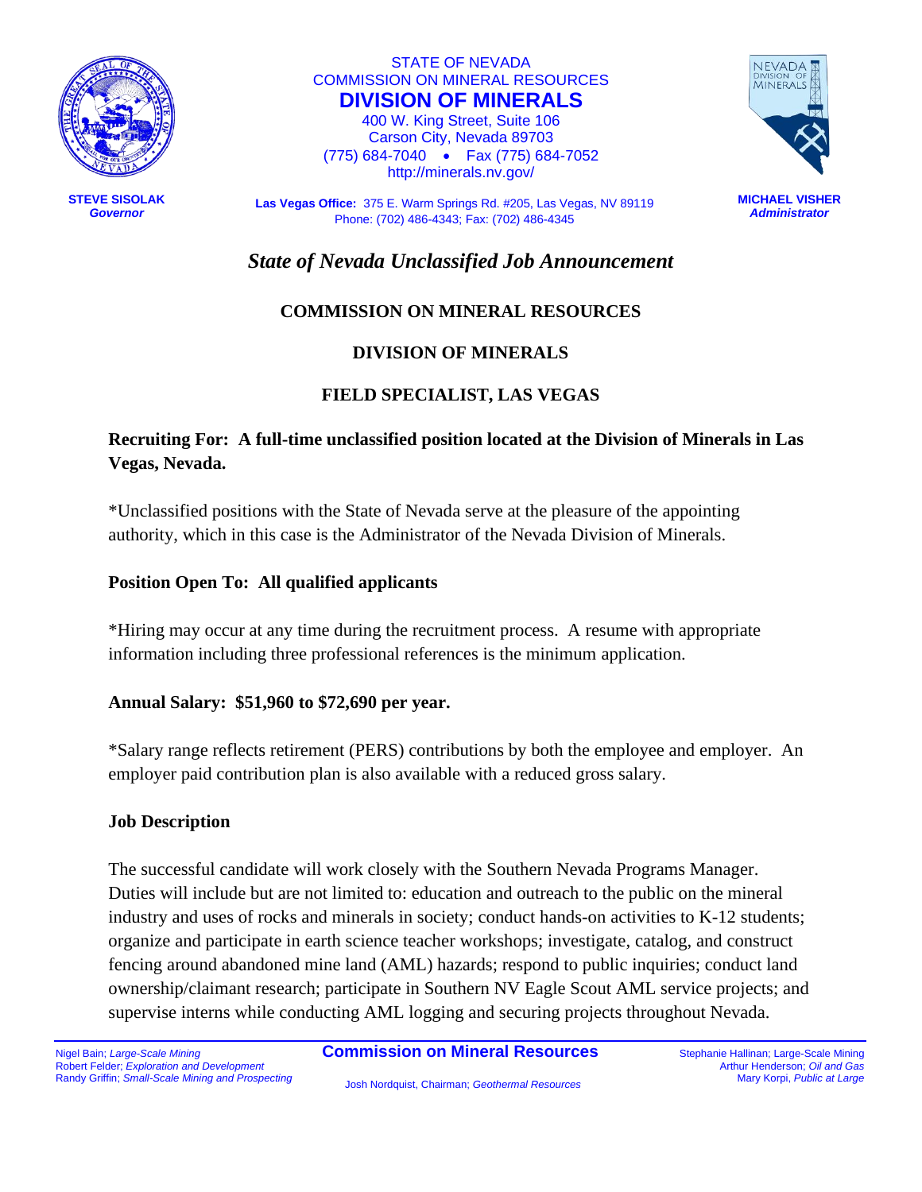STATE OF NEVADA
COMMISSION ON MINERAL RESOURCES

**DIVISION OF MINERALS**

400 W. King Street, Suite 106
Carson City, Nevada 89703
(775) 684-7040 • Fax (775) 684-7052
http://minerals.nv.gov/

**STEVE SISOLAK**
*Governor*

**Las Vegas Office:** 375 E. Warm Springs Rd. #205, Las Vegas, NV 89119
Phone: (702) 486-4343; Fax: (702) 486-4345

**MICHAEL VISHER**
*Administrator*

# *State of Nevada Unclassified Job Announcement*

## COMMISSION ON MINERAL RESOURCES

## DIVISION OF MINERALS

## FIELD SPECIALIST, LAS VEGAS

**Recruiting For: A full-time unclassified position located at the Division of Minerals in Las Vegas, Nevada.**

*Unclassified positions with the State of Nevada serve at the pleasure of the appointing authority, which in this case is the Administrator of the Nevada Division of Minerals.

**Position Open To: All qualified applicants**

*Hiring may occur at any time during the recruitment process. A resume with appropriate information including three professional references is the minimum application.

**Annual Salary: $51,960 to $72,690 per year.**

*Salary range reflects retirement (PERS) contributions by both the employee and employer. An employer paid contribution plan is also available with a reduced gross salary.

**Job Description**

The successful candidate will work closely with the Southern Nevada Programs Manager. Duties will include but are not limited to: education and outreach to the public on the mineral industry and uses of rocks and minerals in society; conduct hands-on activities to K-12 students; organize and participate in earth science teacher workshops; investigate, catalog, and construct fencing around abandoned mine land (AML) hazards; respond to public inquiries; conduct land ownership/claimant research; participate in Southern NV Eagle Scout AML service projects; and supervise interns while conducting AML logging and securing projects throughout Nevada.

**Commission on Mineral Resources**

Nigel Bain; *Large-Scale Mining*
Robert Felder; *Exploration and Development*
Randy Griffin; *Small-Scale Mining and Prospecting*
Josh Nordquist, Chairman; *Geothermal Resources*
Stephanie Hallinan; Large-Scale Mining
Arthur Henderson; *Oil and Gas*
Mary Korpi, *Public at Large*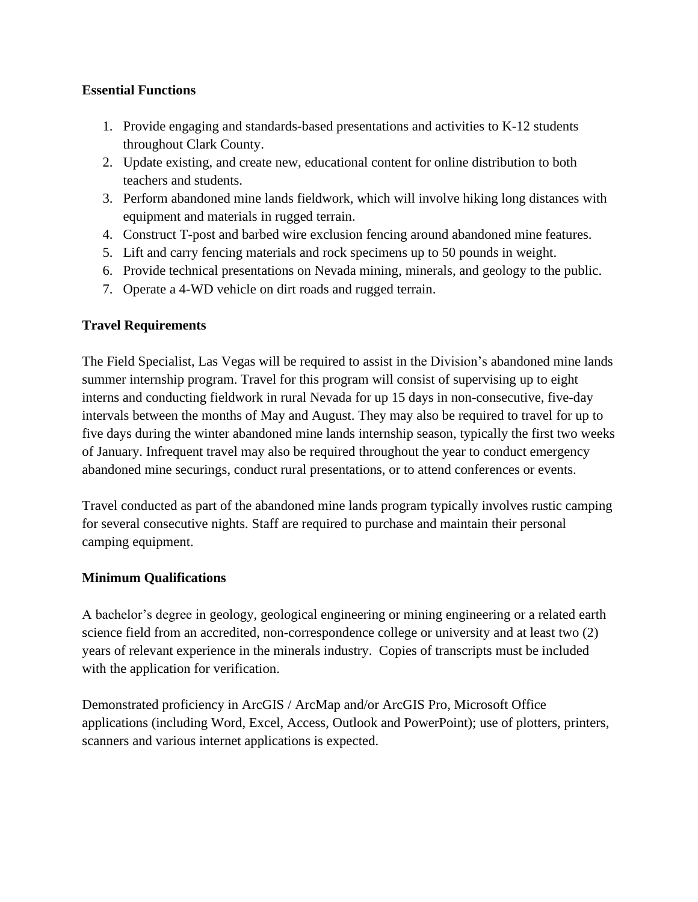**Essential Functions**

1. Provide engaging and standards-based presentations and activities to K-12 students throughout Clark County.
2. Update existing, and create new, educational content for online distribution to both teachers and students.
3. Perform abandoned mine lands fieldwork, which will involve hiking long distances with equipment and materials in rugged terrain.
4. Construct T-post and barbed wire exclusion fencing around abandoned mine features.
5. Lift and carry fencing materials and rock specimens up to 50 pounds in weight.
6. Provide technical presentations on Nevada mining, minerals, and geology to the public.
7. Operate a 4-WD vehicle on dirt roads and rugged terrain.

**Travel Requirements**

The Field Specialist, Las Vegas will be required to assist in the Division's abandoned mine lands summer internship program. Travel for this program will consist of supervising up to eight interns and conducting fieldwork in rural Nevada for up 15 days in non-consecutive, five-day intervals between the months of May and August. They may also be required to travel for up to five days during the winter abandoned mine lands internship season, typically the first two weeks of January. Infrequent travel may also be required throughout the year to conduct emergency abandoned mine securings, conduct rural presentations, or to attend conferences or events.

Travel conducted as part of the abandoned mine lands program typically involves rustic camping for several consecutive nights. Staff are required to purchase and maintain their personal camping equipment.

**Minimum Qualifications**

A bachelor's degree in geology, geological engineering or mining engineering or a related earth science field from an accredited, non-correspondence college or university and at least two (2) years of relevant experience in the minerals industry. Copies of transcripts must be included with the application for verification.

Demonstrated proficiency in ArcGIS / ArcMap and/or ArcGIS Pro, Microsoft Office applications (including Word, Excel, Access, Outlook and PowerPoint); use of plotters, printers, scanners and various internet applications is expected.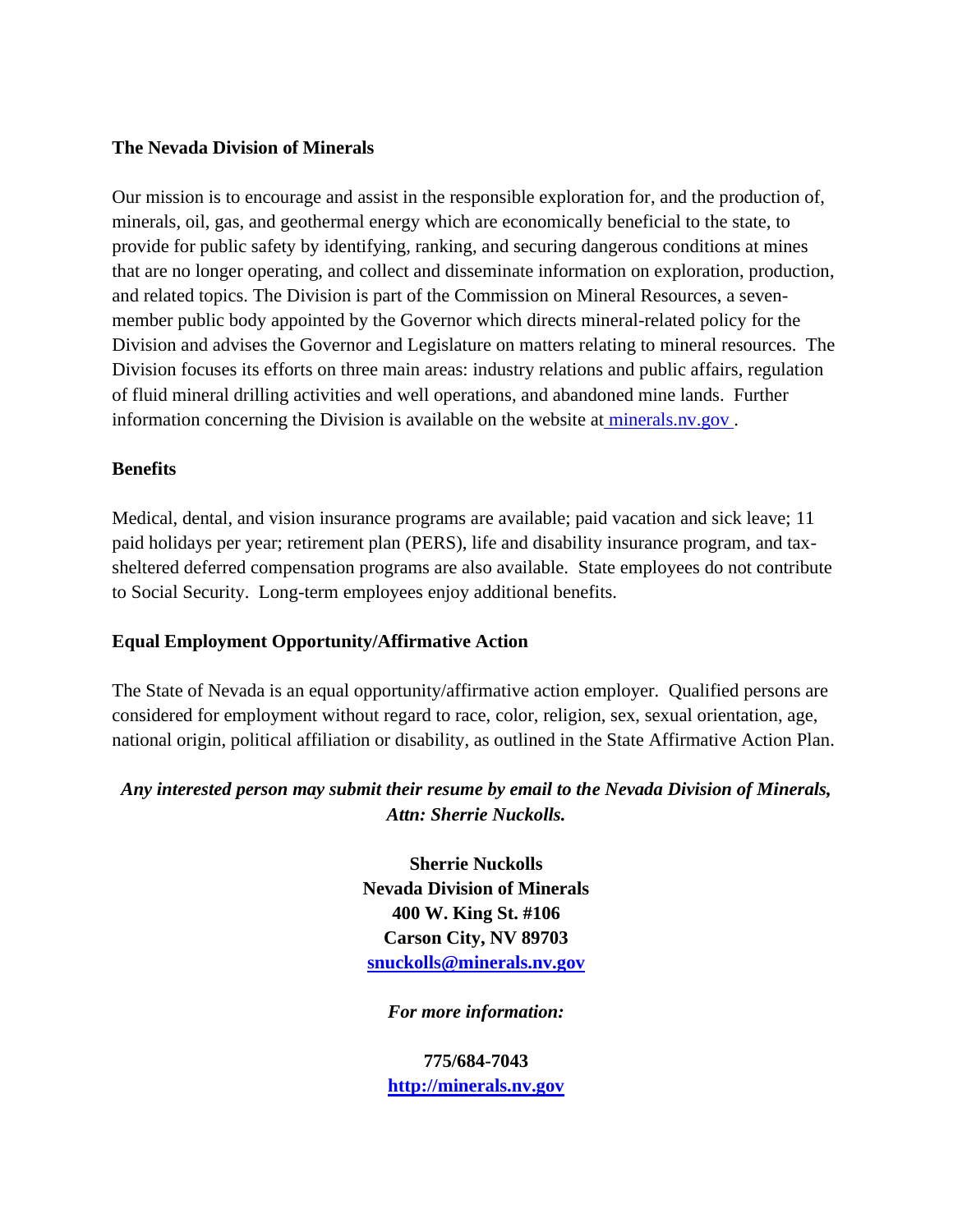**The Nevada Division of Minerals**

Our mission is to encourage and assist in the responsible exploration for, and the production of, minerals, oil, gas, and geothermal energy which are economically beneficial to the state, to provide for public safety by identifying, ranking, and securing dangerous conditions at mines that are no longer operating, and collect and disseminate information on exploration, production, and related topics. The Division is part of the Commission on Mineral Resources, a seven-member public body appointed by the Governor which directs mineral-related policy for the Division and advises the Governor and Legislature on matters relating to mineral resources. The Division focuses its efforts on three main areas: industry relations and public affairs, regulation of fluid mineral drilling activities and well operations, and abandoned mine lands. Further information concerning the Division is available on the website at minerals.nv.gov.

**Benefits**

Medical, dental, and vision insurance programs are available; paid vacation and sick leave; 11 paid holidays per year; retirement plan (PERS), life and disability insurance program, and tax-sheltered deferred compensation programs are also available. State employees do not contribute to Social Security. Long-term employees enjoy additional benefits.

**Equal Employment Opportunity/Affirmative Action**

The State of Nevada is an equal opportunity/affirmative action employer. Qualified persons are considered for employment without regard to race, color, religion, sex, sexual orientation, age, national origin, political affiliation or disability, as outlined in the State Affirmative Action Plan.

***Any interested person may submit their resume by email to the Nevada Division of Minerals, Attn: Sherrie Nuckolls.***

**Sherrie Nuckolls**
**Nevada Division of Minerals**
**400 W. King St. #106**
**Carson City, NV 89703**
**snuckolls@minerals.nv.gov**

***For more information:***

**775/684-7043**
**http://minerals.nv.gov**